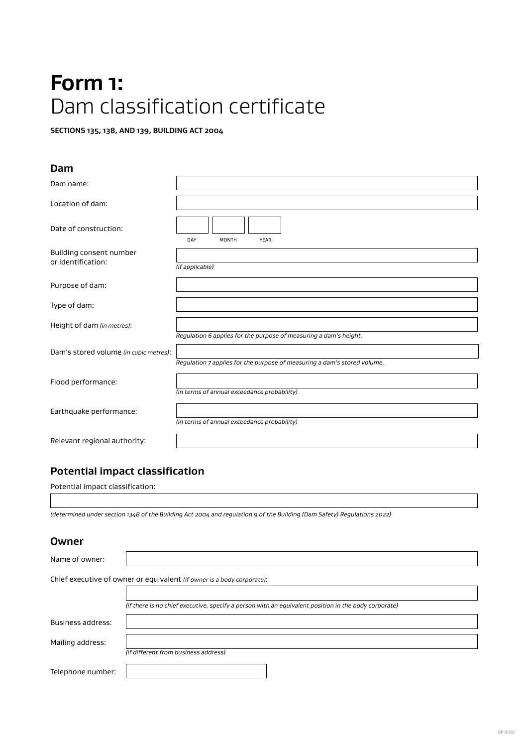# **Form 1:** Dam classification certificate

**SECTIONS 135, 138, AND 139, BUILDING ACT 2004**

## Dam

Dam name:

Location of dam:

Date of construction:

DAY MONTH YEAR

Building consent number or identification:

*(if applicable)*

Purpose of dam:

Type of dam:

Height of dam *(in metres)*:

*Regulation 6 applies for the purpose of measuring a dam's height.*

Dam's stored volume *(in cubic metres)*:

*Regulation 7 applies for the purpose of measuring a dam's stored volume.*

Flood performance:

*(in terms of annual exceedance probability)*

Earthquake performance:

*(in terms of annual exceedance probability)*

Relevant regional authority:

## Potential impact classification

Potential impact classification:

*(determined under section 134B of the Building Act 2004 and regulation 9 of the Building (Dam Safety) Regulations 2022)*

## Owner

Name of owner:

Chief executive of owner or equivalent *(if owner is a body corporate)*:

*(if there is no chief executive, specify a person with an equivalent position in the body corporate)*

Business address:

Mailing address:

*(if different from business address)*

Telephone number: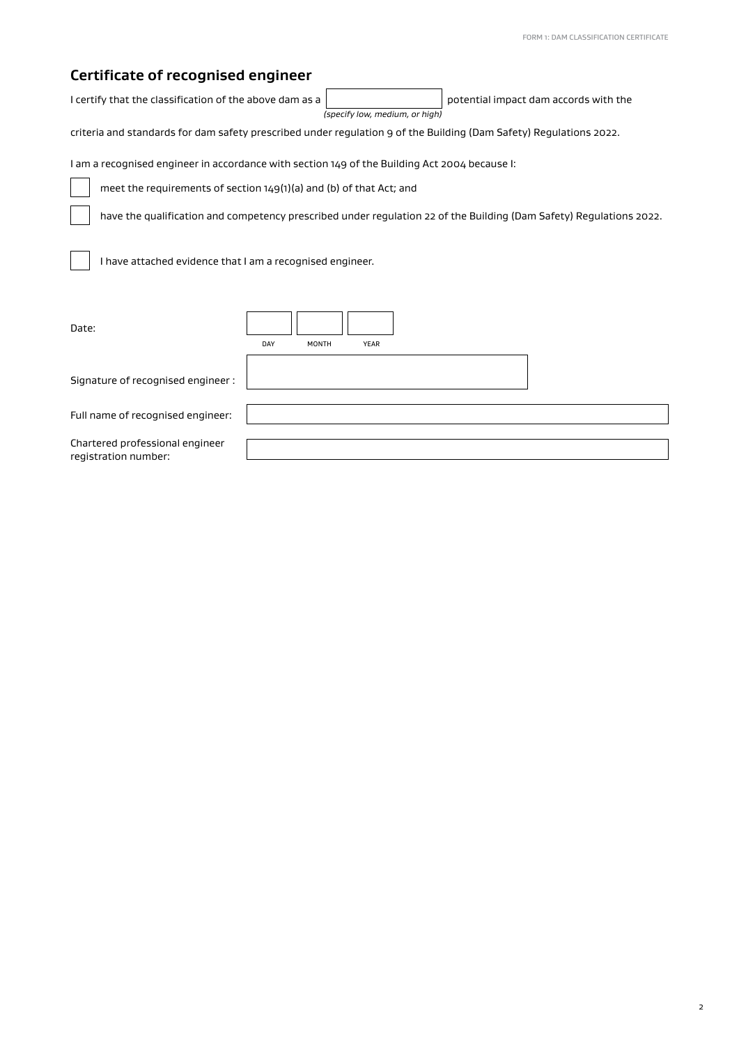## Certificate of recognised engineer

I certify that the classification of the above dam as a ______________ potential impact dam accords with the
*(specify low, medium, or high)*

criteria and standards for dam safety prescribed under regulation 9 of the Building (Dam Safety) Regulations 2022.

I am a recognised engineer in accordance with section 149 of the Building Act 2004 because I:

☐ meet the requirements of section 149(1)(a) and (b) of that Act; and

☐ have the qualification and competency prescribed under regulation 22 of the Building (Dam Safety) Regulations 2022.

☐ I have attached evidence that I am a recognised engineer.

Date: ______ DAY ______ MONTH ______ YEAR

Signature of recognised engineer : ______________________________

Full name of recognised engineer: ______________________________

Chartered professional engineer registration number: ______________________________